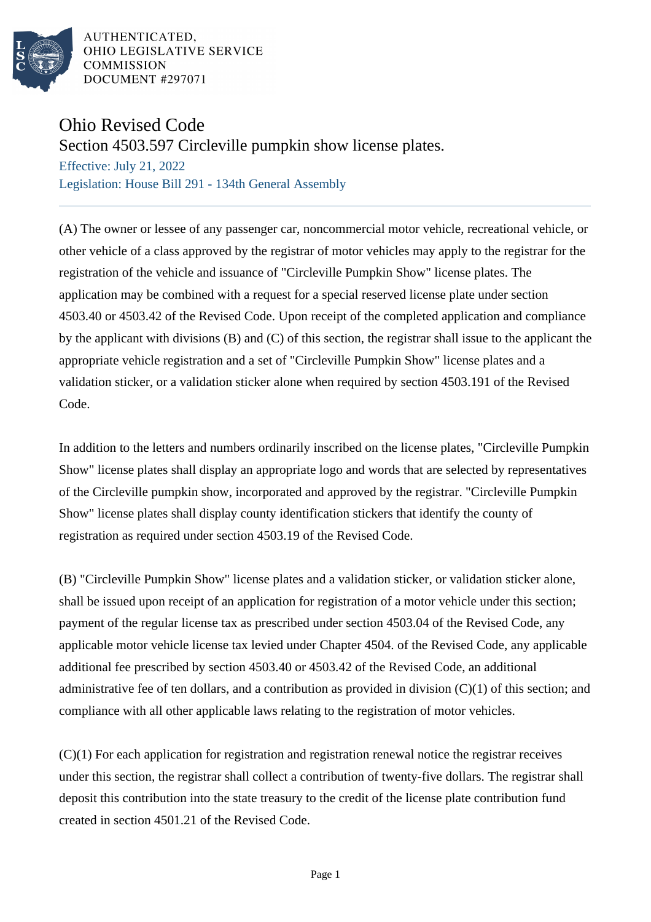AUTHENTICATED,
OHIO LEGISLATIVE SERVICE
COMMISSION
DOCUMENT #297071

# Ohio Revised Code

## Section 4503.597 Circleville pumpkin show license plates.

Effective: July 21, 2022

Legislation: House Bill 291 - 134th General Assembly

---

(A) The owner or lessee of any passenger car, noncommercial motor vehicle, recreational vehicle, or other vehicle of a class approved by the registrar of motor vehicles may apply to the registrar for the registration of the vehicle and issuance of "Circleville Pumpkin Show" license plates. The application may be combined with a request for a special reserved license plate under section 4503.40 or 4503.42 of the Revised Code. Upon receipt of the completed application and compliance by the applicant with divisions (B) and (C) of this section, the registrar shall issue to the applicant the appropriate vehicle registration and a set of "Circleville Pumpkin Show" license plates and a validation sticker, or a validation sticker alone when required by section 4503.191 of the Revised Code.

In addition to the letters and numbers ordinarily inscribed on the license plates, "Circleville Pumpkin Show" license plates shall display an appropriate logo and words that are selected by representatives of the Circleville pumpkin show, incorporated and approved by the registrar. "Circleville Pumpkin Show" license plates shall display county identification stickers that identify the county of registration as required under section 4503.19 of the Revised Code.

(B) "Circleville Pumpkin Show" license plates and a validation sticker, or validation sticker alone, shall be issued upon receipt of an application for registration of a motor vehicle under this section; payment of the regular license tax as prescribed under section 4503.04 of the Revised Code, any applicable motor vehicle license tax levied under Chapter 4504. of the Revised Code, any applicable additional fee prescribed by section 4503.40 or 4503.42 of the Revised Code, an additional administrative fee of ten dollars, and a contribution as provided in division (C)(1) of this section; and compliance with all other applicable laws relating to the registration of motor vehicles.

(C)(1) For each application for registration and registration renewal notice the registrar receives under this section, the registrar shall collect a contribution of twenty-five dollars. The registrar shall deposit this contribution into the state treasury to the credit of the license plate contribution fund created in section 4501.21 of the Revised Code.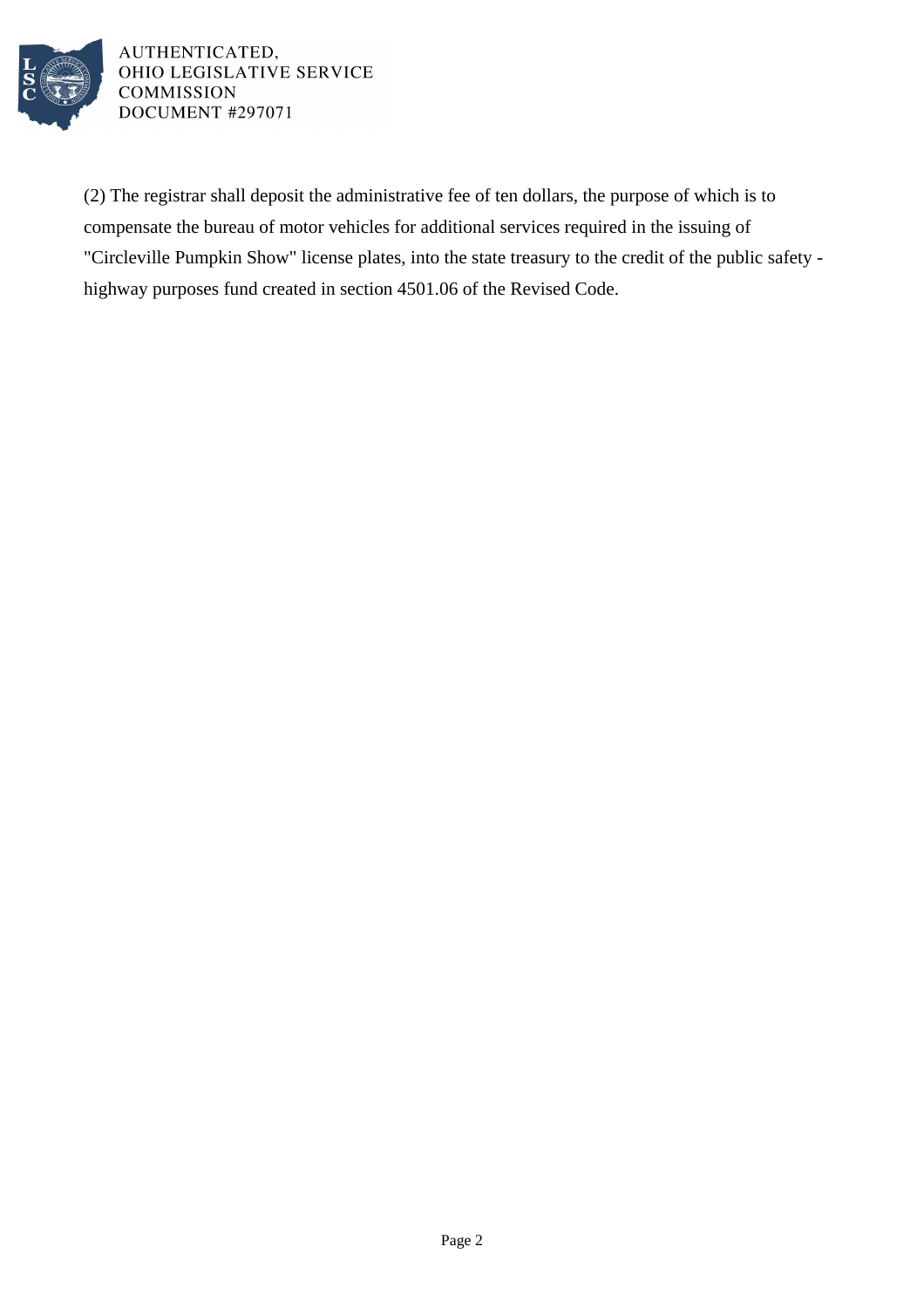(2) The registrar shall deposit the administrative fee of ten dollars, the purpose of which is to compensate the bureau of motor vehicles for additional services required in the issuing of "Circleville Pumpkin Show" license plates, into the state treasury to the credit of the public safety - highway purposes fund created in section 4501.06 of the Revised Code.